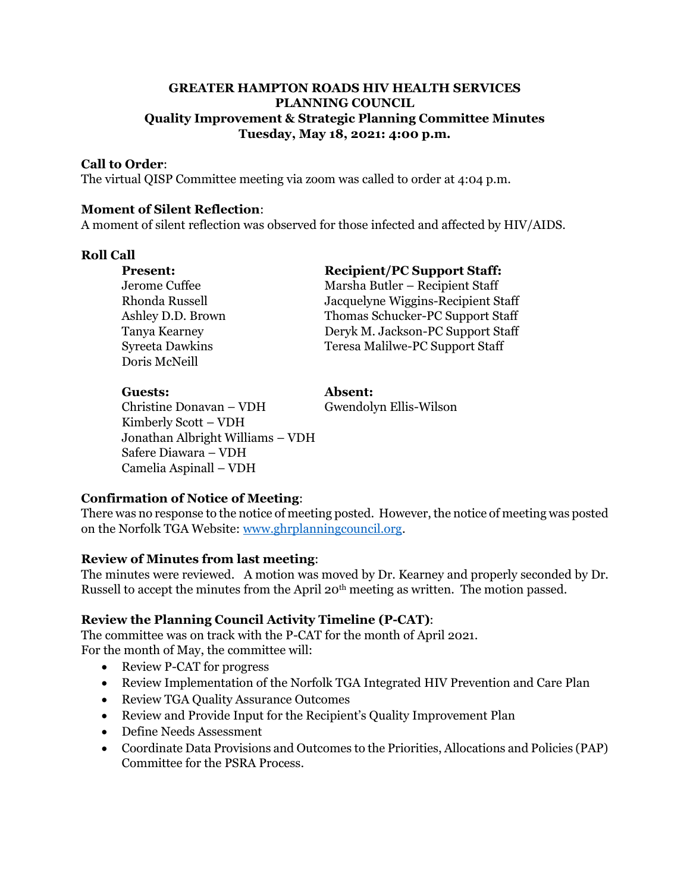# GREATER HAMPTON ROADS HIV HEALTH SERVICES PLANNING COUNCIL
## Quality Improvement & Strategic Planning Committee Minutes
### Tuesday, May 18, 2021: 4:00 p.m.

**Call to Order**:
The virtual QISP Committee meeting via zoom was called to order at 4:04 p.m.

**Moment of Silent Reflection**:
A moment of silent reflection was observed for those infected and affected by HIV/AIDS.

**Roll Call**

**Present:**
Jerome Cuffee
Rhonda Russell
Ashley D.D. Brown
Tanya Kearney
Syreeta Dawkins
Doris McNeill

**Recipient/PC Support Staff:**
Marsha Butler – Recipient Staff
Jacquelyne Wiggins-Recipient Staff
Thomas Schucker-PC Support Staff
Deryk M. Jackson-PC Support Staff
Teresa Malilwe-PC Support Staff

**Guests:**
Christine Donavan – VDH
Kimberly Scott – VDH
Jonathan Albright Williams – VDH
Safere Diawara – VDH
Camelia Aspinall – VDH

**Absent:**
Gwendolyn Ellis-Wilson

**Confirmation of Notice of Meeting**:
There was no response to the notice of meeting posted. However, the notice of meeting was posted on the Norfolk TGA Website: www.ghrplanningcouncil.org.

**Review of Minutes from last meeting**:
The minutes were reviewed. A motion was moved by Dr. Kearney and properly seconded by Dr. Russell to accept the minutes from the April 20th meeting as written. The motion passed.

**Review the Planning Council Activity Timeline (P-CAT)**:
The committee was on track with the P-CAT for the month of April 2021.
For the month of May, the committee will:

- Review P-CAT for progress
- Review Implementation of the Norfolk TGA Integrated HIV Prevention and Care Plan
- Review TGA Quality Assurance Outcomes
- Review and Provide Input for the Recipient's Quality Improvement Plan
- Define Needs Assessment
- Coordinate Data Provisions and Outcomes to the Priorities, Allocations and Policies (PAP) Committee for the PSRA Process.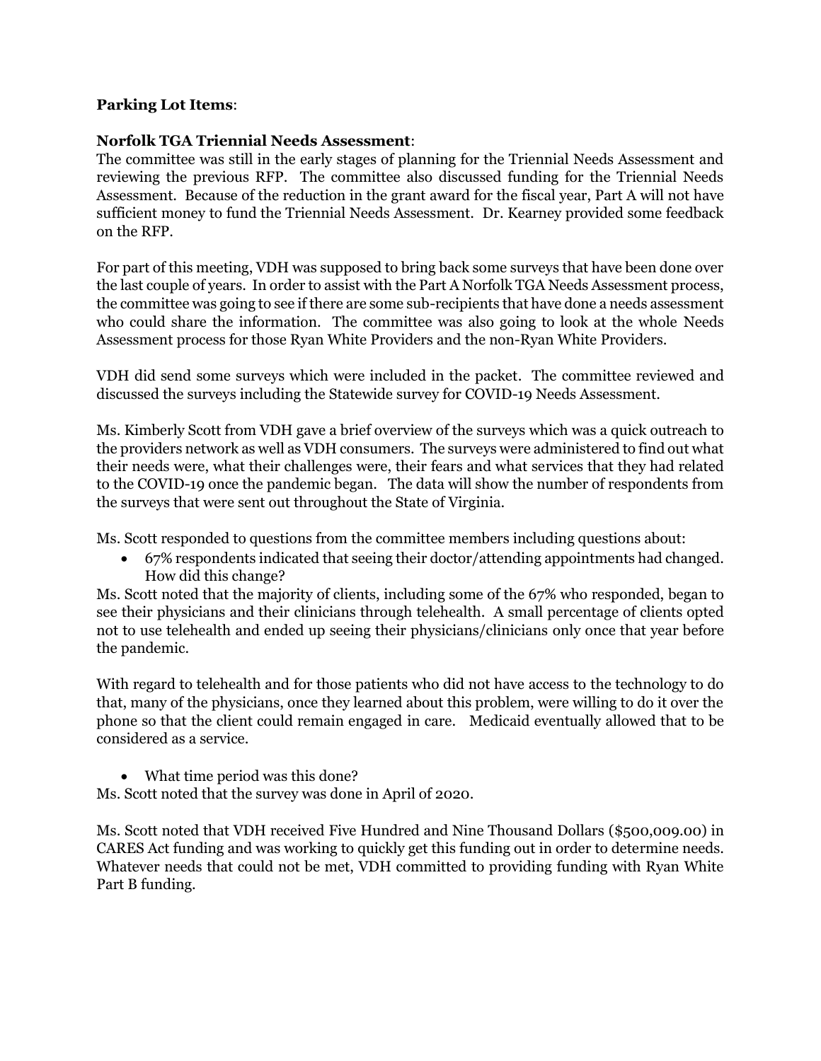**Parking Lot Items**:

**Norfolk TGA Triennial Needs Assessment**:

The committee was still in the early stages of planning for the Triennial Needs Assessment and reviewing the previous RFP. The committee also discussed funding for the Triennial Needs Assessment. Because of the reduction in the grant award for the fiscal year, Part A will not have sufficient money to fund the Triennial Needs Assessment. Dr. Kearney provided some feedback on the RFP.

For part of this meeting, VDH was supposed to bring back some surveys that have been done over the last couple of years. In order to assist with the Part A Norfolk TGA Needs Assessment process, the committee was going to see if there are some sub-recipients that have done a needs assessment who could share the information. The committee was also going to look at the whole Needs Assessment process for those Ryan White Providers and the non-Ryan White Providers.

VDH did send some surveys which were included in the packet. The committee reviewed and discussed the surveys including the Statewide survey for COVID-19 Needs Assessment.

Ms. Kimberly Scott from VDH gave a brief overview of the surveys which was a quick outreach to the providers network as well as VDH consumers. The surveys were administered to find out what their needs were, what their challenges were, their fears and what services that they had related to the COVID-19 once the pandemic began. The data will show the number of respondents from the surveys that were sent out throughout the State of Virginia.

Ms. Scott responded to questions from the committee members including questions about:

- 67% respondents indicated that seeing their doctor/attending appointments had changed. How did this change?

Ms. Scott noted that the majority of clients, including some of the 67% who responded, began to see their physicians and their clinicians through telehealth. A small percentage of clients opted not to use telehealth and ended up seeing their physicians/clinicians only once that year before the pandemic.

With regard to telehealth and for those patients who did not have access to the technology to do that, many of the physicians, once they learned about this problem, were willing to do it over the phone so that the client could remain engaged in care. Medicaid eventually allowed that to be considered as a service.

- What time period was this done?

Ms. Scott noted that the survey was done in April of 2020.

Ms. Scott noted that VDH received Five Hundred and Nine Thousand Dollars ($500,009.00) in CARES Act funding and was working to quickly get this funding out in order to determine needs. Whatever needs that could not be met, VDH committed to providing funding with Ryan White Part B funding.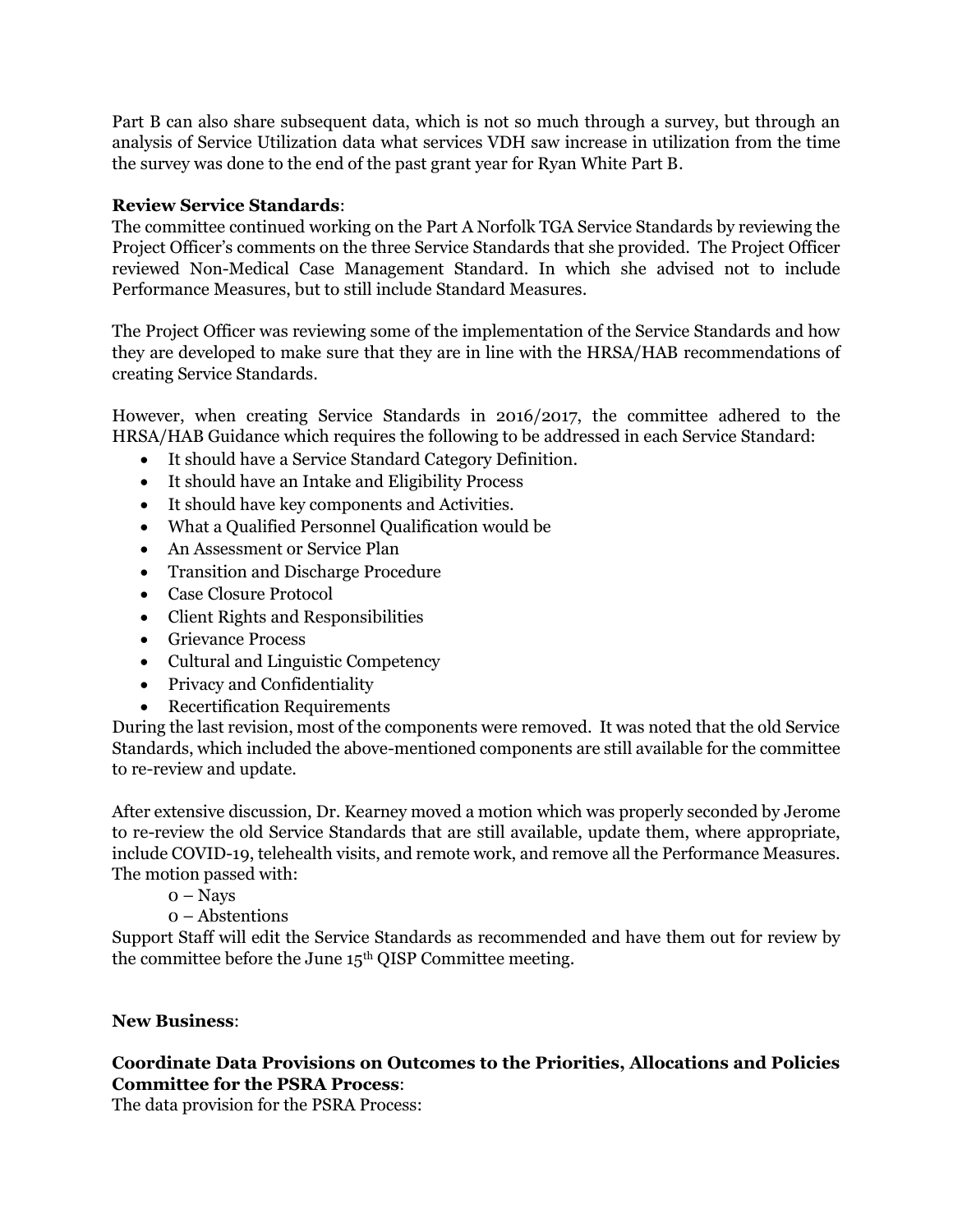Part B can also share subsequent data, which is not so much through a survey, but through an analysis of Service Utilization data what services VDH saw increase in utilization from the time the survey was done to the end of the past grant year for Ryan White Part B.

**Review Service Standards**:
The committee continued working on the Part A Norfolk TGA Service Standards by reviewing the Project Officer's comments on the three Service Standards that she provided. The Project Officer reviewed Non-Medical Case Management Standard. In which she advised not to include Performance Measures, but to still include Standard Measures.

The Project Officer was reviewing some of the implementation of the Service Standards and how they are developed to make sure that they are in line with the HRSA/HAB recommendations of creating Service Standards.

However, when creating Service Standards in 2016/2017, the committee adhered to the HRSA/HAB Guidance which requires the following to be addressed in each Service Standard:

- It should have a Service Standard Category Definition.
- It should have an Intake and Eligibility Process
- It should have key components and Activities.
- What a Qualified Personnel Qualification would be
- An Assessment or Service Plan
- Transition and Discharge Procedure
- Case Closure Protocol
- Client Rights and Responsibilities
- Grievance Process
- Cultural and Linguistic Competency
- Privacy and Confidentiality
- Recertification Requirements

During the last revision, most of the components were removed. It was noted that the old Service Standards, which included the above-mentioned components are still available for the committee to re-review and update.

After extensive discussion, Dr. Kearney moved a motion which was properly seconded by Jerome to re-review the old Service Standards that are still available, update them, where appropriate, include COVID-19, telehealth visits, and remote work, and remove all the Performance Measures. The motion passed with:

0 – Nays
0 – Abstentions

Support Staff will edit the Service Standards as recommended and have them out for review by the committee before the June 15th QISP Committee meeting.

**New Business**:

**Coordinate Data Provisions on Outcomes to the Priorities, Allocations and Policies Committee for the PSRA Process**:
The data provision for the PSRA Process: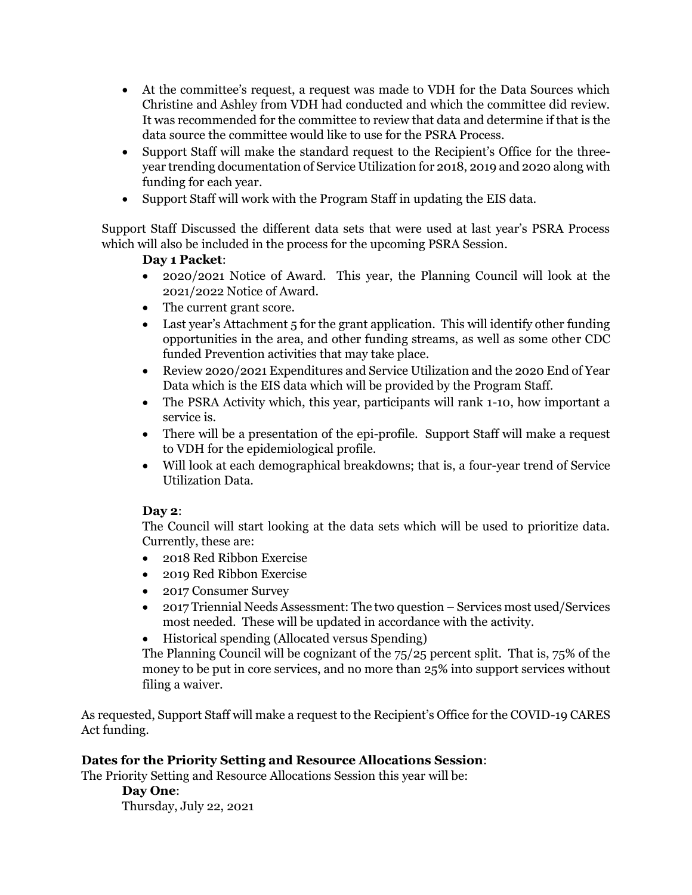- At the committee's request, a request was made to VDH for the Data Sources which Christine and Ashley from VDH had conducted and which the committee did review. It was recommended for the committee to review that data and determine if that is the data source the committee would like to use for the PSRA Process.
- Support Staff will make the standard request to the Recipient's Office for the three-year trending documentation of Service Utilization for 2018, 2019 and 2020 along with funding for each year.
- Support Staff will work with the Program Staff in updating the EIS data.

Support Staff Discussed the different data sets that were used at last year's PSRA Process which will also be included in the process for the upcoming PSRA Session.

**Day 1 Packet**:

- 2020/2021 Notice of Award. This year, the Planning Council will look at the 2021/2022 Notice of Award.
- The current grant score.
- Last year's Attachment 5 for the grant application. This will identify other funding opportunities in the area, and other funding streams, as well as some other CDC funded Prevention activities that may take place.
- Review 2020/2021 Expenditures and Service Utilization and the 2020 End of Year Data which is the EIS data which will be provided by the Program Staff.
- The PSRA Activity which, this year, participants will rank 1-10, how important a service is.
- There will be a presentation of the epi-profile. Support Staff will make a request to VDH for the epidemiological profile.
- Will look at each demographical breakdowns; that is, a four-year trend of Service Utilization Data.

**Day 2**:

The Council will start looking at the data sets which will be used to prioritize data. Currently, these are:

- 2018 Red Ribbon Exercise
- 2019 Red Ribbon Exercise
- 2017 Consumer Survey
- 2017 Triennial Needs Assessment: The two question – Services most used/Services most needed. These will be updated in accordance with the activity.
- Historical spending (Allocated versus Spending)

The Planning Council will be cognizant of the 75/25 percent split. That is, 75% of the money to be put in core services, and no more than 25% into support services without filing a waiver.

As requested, Support Staff will make a request to the Recipient's Office for the COVID-19 CARES Act funding.

**Dates for the Priority Setting and Resource Allocations Session**:

The Priority Setting and Resource Allocations Session this year will be:

**Day One**:

Thursday, July 22, 2021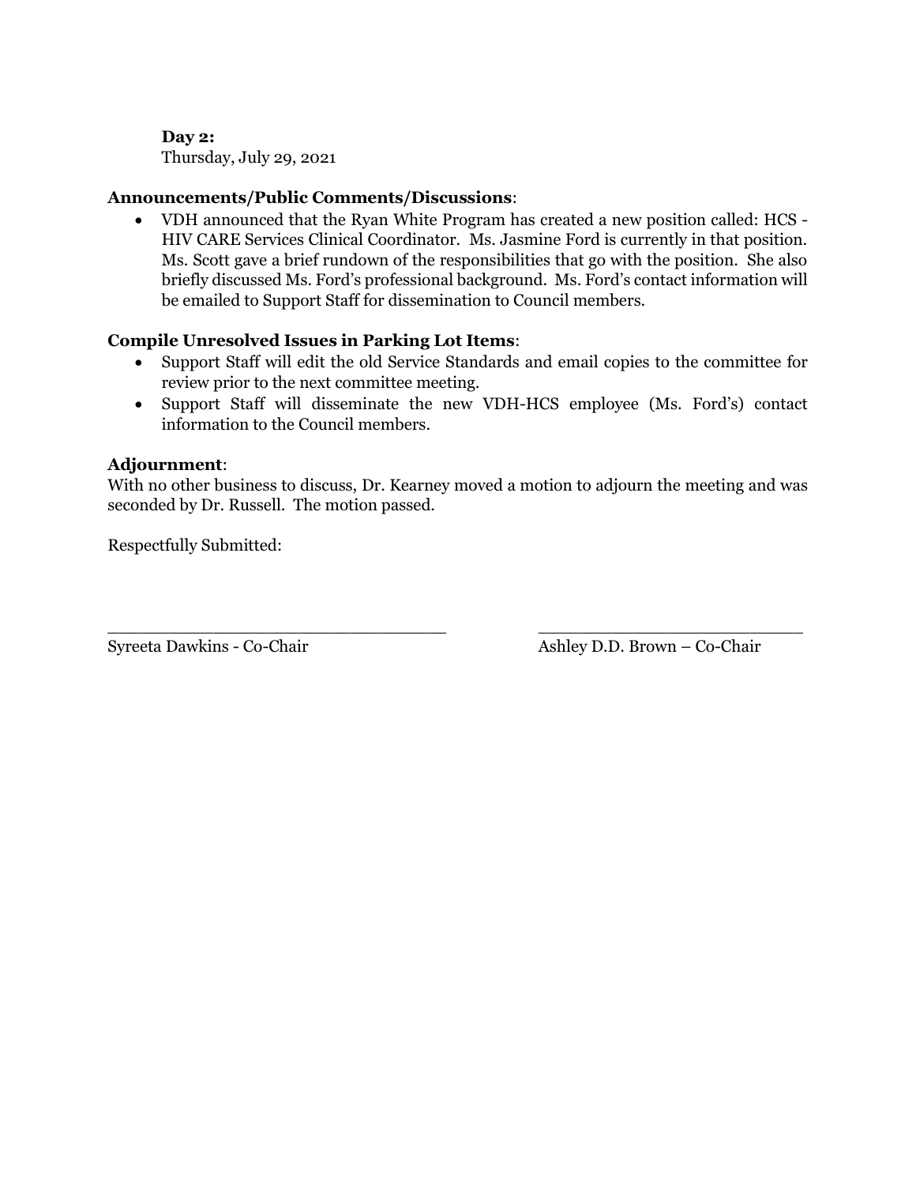**Day 2:**
Thursday, July 29, 2021

**Announcements/Public Comments/Discussions**:

- VDH announced that the Ryan White Program has created a new position called: HCS - HIV CARE Services Clinical Coordinator. Ms. Jasmine Ford is currently in that position. Ms. Scott gave a brief rundown of the responsibilities that go with the position. She also briefly discussed Ms. Ford's professional background. Ms. Ford's contact information will be emailed to Support Staff for dissemination to Council members.

**Compile Unresolved Issues in Parking Lot Items**:

- Support Staff will edit the old Service Standards and email copies to the committee for review prior to the next committee meeting.
- Support Staff will disseminate the new VDH-HCS employee (Ms. Ford's) contact information to the Council members.

**Adjournment**:
With no other business to discuss, Dr. Kearney moved a motion to adjourn the meeting and was seconded by Dr. Russell. The motion passed.

Respectfully Submitted:

\_\_\_\_\_\_\_\_\_\_\_\_\_\_\_\_\_\_\_\_\_\_\_\_\_\_\_\_\_\_\_\_\_\_ \_\_\_\_\_\_\_\_\_\_\_\_\_\_\_\_\_\_\_\_\_\_\_\_\_\_\_\_\_\_\_
Syreeta Dawkins - Co-Chair Ashley D.D. Brown – Co-Chair